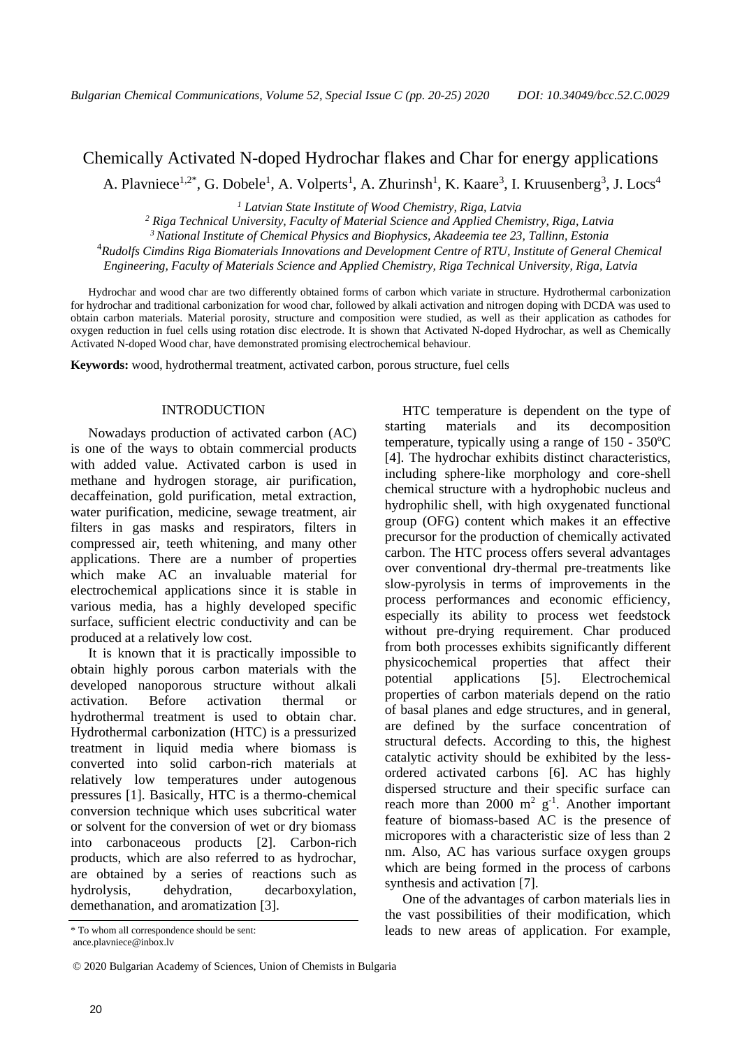# Chemically Activated N-doped Hydrochar flakes and Char for energy applications

A. Plavniece[1,2*], G. Dobele[1], A. Volperts[1], A. Zhurinsh[1], K. Kaare[3], I. Kruusenberg[3], J. Locs[4]

[1] *Latvian State Institute of Wood Chemistry, Riga, Latvia*

[2] *Riga Technical University, Faculty of Material Science and Applied Chemistry, Riga, Latvia*

[3] *National Institute of Chemical Physics and Biophysics, Akadeemia tee 23, Tallinn, Estonia*

[4] *Rudolfs Cimdins Riga Biomaterials Innovations and Development Centre of RTU, Institute of General Chemical Engineering, Faculty of Materials Science and Applied Chemistry, Riga Technical University, Riga, Latvia*

Hydrochar and wood char are two differently obtained forms of carbon which variate in structure. Hydrothermal carbonization for hydrochar and traditional carbonization for wood char, followed by alkali activation and nitrogen doping with DCDA was used to obtain carbon materials. Material porosity, structure and composition were studied, as well as their application as cathodes for oxygen reduction in fuel cells using rotation disc electrode. It is shown that Activated N-doped Hydrochar, as well as Chemically Activated N-doped Wood char, have demonstrated promising electrochemical behaviour.

**Keywords:** wood, hydrothermal treatment, activated carbon, porous structure, fuel cells

## INTRODUCTION

Nowadays production of activated carbon (AC) is one of the ways to obtain commercial products with added value. Activated carbon is used in methane and hydrogen storage, air purification, decaffeination, gold purification, metal extraction, water purification, medicine, sewage treatment, air filters in gas masks and respirators, filters in compressed air, teeth whitening, and many other applications. There are a number of properties which make AC an invaluable material for electrochemical applications since it is stable in various media, has a highly developed specific surface, sufficient electric conductivity and can be produced at a relatively low cost.

It is known that it is practically impossible to obtain highly porous carbon materials with the developed nanoporous structure without alkali activation. Before activation thermal or hydrothermal treatment is used to obtain char. Hydrothermal carbonization (HTC) is a pressurized treatment in liquid media where biomass is converted into solid carbon-rich materials at relatively low temperatures under autogenous pressures [1]. Basically, HTC is a thermo-chemical conversion technique which uses subcritical water or solvent for the conversion of wet or dry biomass into carbonaceous products [2]. Carbon-rich products, which are also referred to as hydrochar, are obtained by a series of reactions such as hydrolysis, dehydration, decarboxylation, demethanation, and aromatization [3].

HTC temperature is dependent on the type of starting materials and its decomposition temperature, typically using a range of 150 - 350$^{o}$C [4]. The hydrochar exhibits distinct characteristics, including sphere-like morphology and core-shell chemical structure with a hydrophobic nucleus and hydrophilic shell, with high oxygenated functional group (OFG) content which makes it an effective precursor for the production of chemically activated carbon. The HTC process offers several advantages over conventional dry-thermal pre-treatments like slow-pyrolysis in terms of improvements in the process performances and economic efficiency, especially its ability to process wet feedstock without pre-drying requirement. Char produced from both processes exhibits significantly different physicochemical properties that affect their potential applications [5]. Electrochemical properties of carbon materials depend on the ratio of basal planes and edge structures, and in general, are defined by the surface concentration of structural defects. According to this, the highest catalytic activity should be exhibited by the less-ordered activated carbons [6]. AC has highly dispersed structure and their specific surface can reach more than 2000 $m^2$ $g^{-1}$. Another important feature of biomass-based AC is the presence of micropores with a characteristic size of less than 2 nm. Also, AC has various surface oxygen groups which are being formed in the process of carbons synthesis and activation [7].

One of the advantages of carbon materials lies in the vast possibilities of their modification, which leads to new areas of application. For example,

\* To whom all correspondence should be sent: ance.plavniece@inbox.lv

© 2020 Bulgarian Academy of Sciences, Union of Chemists in Bulgaria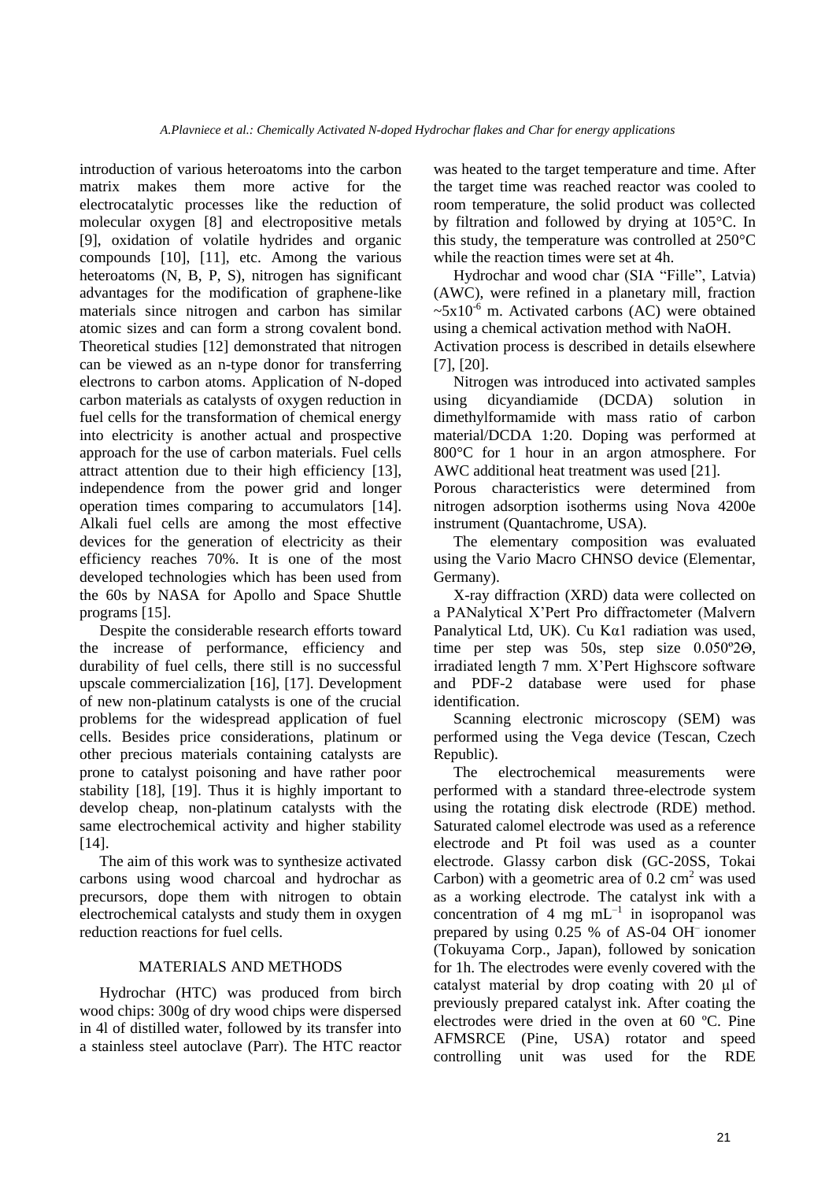introduction of various heteroatoms into the carbon matrix makes them more active for the electrocatalytic processes like the reduction of molecular oxygen [8] and electropositive metals [9], oxidation of volatile hydrides and organic compounds [10], [11], etc. Among the various heteroatoms (N, B, P, S), nitrogen has significant advantages for the modification of graphene-like materials since nitrogen and carbon has similar atomic sizes and can form a strong covalent bond. Theoretical studies [12] demonstrated that nitrogen can be viewed as an n-type donor for transferring electrons to carbon atoms. Application of N-doped carbon materials as catalysts of oxygen reduction in fuel cells for the transformation of chemical energy into electricity is another actual and prospective approach for the use of carbon materials. Fuel cells attract attention due to their high efficiency [13], independence from the power grid and longer operation times comparing to accumulators [14]. Alkali fuel cells are among the most effective devices for the generation of electricity as their efficiency reaches 70%. It is one of the most developed technologies which has been used from the 60s by NASA for Apollo and Space Shuttle programs [15].

Despite the considerable research efforts toward the increase of performance, efficiency and durability of fuel cells, there still is no successful upscale commercialization [16], [17]. Development of new non-platinum catalysts is one of the crucial problems for the widespread application of fuel cells. Besides price considerations, platinum or other precious materials containing catalysts are prone to catalyst poisoning and have rather poor stability [18], [19]. Thus it is highly important to develop cheap, non-platinum catalysts with the same electrochemical activity and higher stability [14].

The aim of this work was to synthesize activated carbons using wood charcoal and hydrochar as precursors, dope them with nitrogen to obtain electrochemical catalysts and study them in oxygen reduction reactions for fuel cells.

## MATERIALS AND METHODS

Hydrochar (HTC) was produced from birch wood chips: 300g of dry wood chips were dispersed in 4l of distilled water, followed by its transfer into a stainless steel autoclave (Parr). The HTC reactor was heated to the target temperature and time. After the target time was reached reactor was cooled to room temperature, the solid product was collected by filtration and followed by drying at 105°C. In this study, the temperature was controlled at 250°C while the reaction times were set at 4h.

Hydrochar and wood char (SIA "Fille", Latvia) (AWC), were refined in a planetary mill, fraction $\sim 5x10^{-6}$ m. Activated carbons (AC) were obtained using a chemical activation method with NaOH. Activation process is described in details elsewhere [7], [20].

Nitrogen was introduced into activated samples using dicyandiamide (DCDA) solution in dimethylformamide with mass ratio of carbon material/DCDA 1:20. Doping was performed at 800°C for 1 hour in an argon atmosphere. For AWC additional heat treatment was used [21].

Porous characteristics were determined from nitrogen adsorption isotherms using Nova 4200e instrument (Quantachrome, USA).

The elementary composition was evaluated using the Vario Macro CHNSO device (Elementar, Germany).

X-ray diffraction (XRD) data were collected on a PANalytical X'Pert Pro diffractometer (Malvern Panalytical Ltd, UK). Cu Kα1 radiation was used, time per step was 50s, step size 0.050º2Θ, irradiated length 7 mm. X'Pert Highscore software and PDF-2 database were used for phase identification.

Scanning electronic microscopy (SEM) was performed using the Vega device (Tescan, Czech Republic).

The electrochemical measurements were performed with a standard three-electrode system using the rotating disk electrode (RDE) method. Saturated calomel electrode was used as a reference electrode and Pt foil was used as a counter electrode. Glassy carbon disk (GC-20SS, Tokai Carbon) with a geometric area of 0.2 $cm^2$ was used as a working electrode. The catalyst ink with a concentration of 4 mg $mL^{-1}$ in isopropanol was prepared by using 0.25 % of AS-04 $OH^-$ ionomer (Tokuyama Corp., Japan), followed by sonication for 1h. The electrodes were evenly covered with the catalyst material by drop coating with 20 μl of previously prepared catalyst ink. After coating the electrodes were dried in the oven at 60 ºC. Pine AFMSRCE (Pine, USA) rotator and speed controlling unit was used for the RDE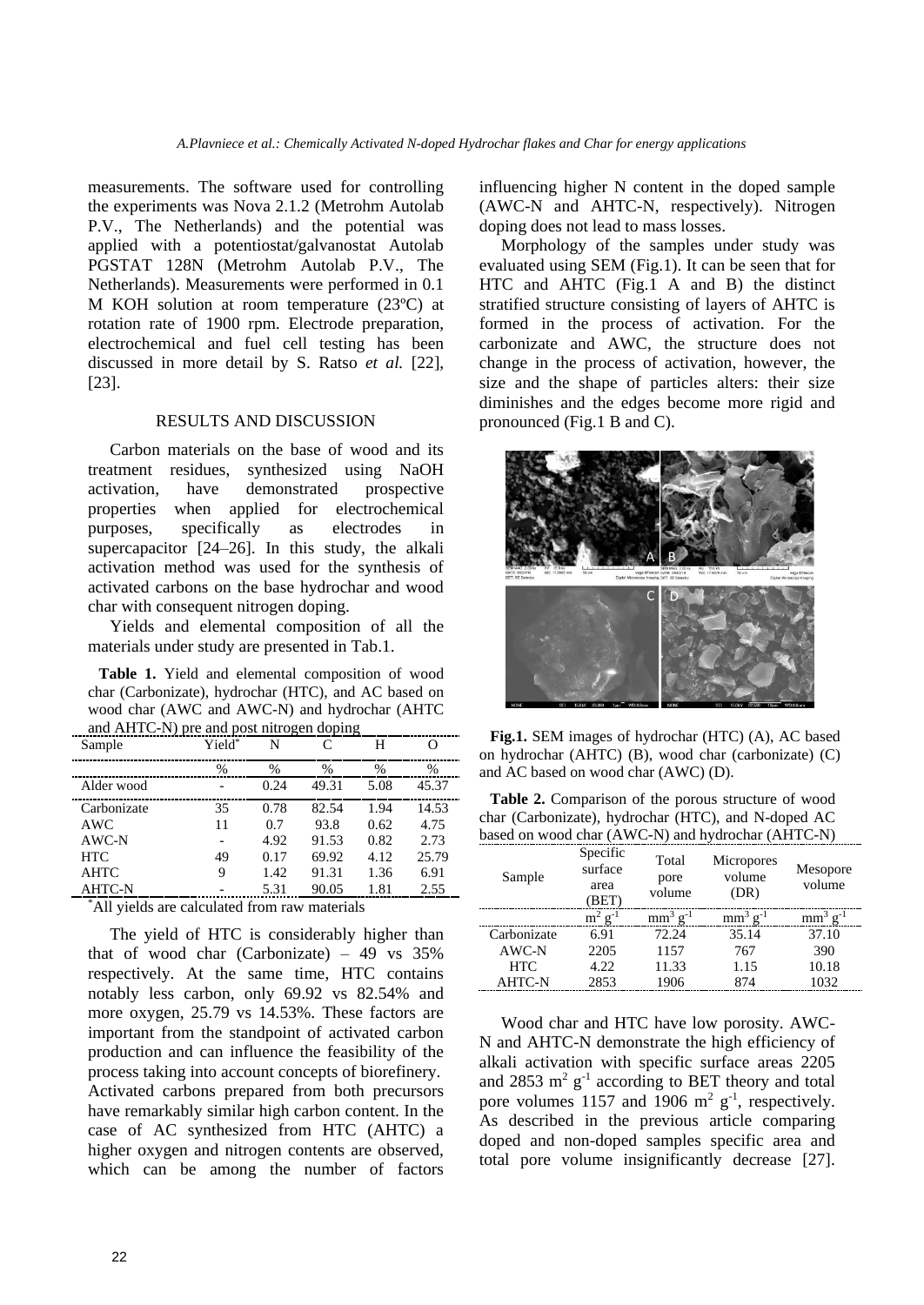measurements. The software used for controlling the experiments was Nova 2.1.2 (Metrohm Autolab P.V., The Netherlands) and the potential was applied with a potentiostat/galvanostat Autolab PGSTAT 128N (Metrohm Autolab P.V., The Netherlands). Measurements were performed in 0.1 M KOH solution at room temperature (23ºC) at rotation rate of 1900 rpm. Electrode preparation, electrochemical and fuel cell testing has been discussed in more detail by S. Ratso *et al.* [22], [23].

## RESULTS AND DISCUSSION

Carbon materials on the base of wood and its treatment residues, synthesized using NaOH activation, have demonstrated prospective properties when applied for electrochemical purposes, specifically as electrodes in supercapacitor [24–26]. In this study, the alkali activation method was used for the synthesis of activated carbons on the base hydrochar and wood char with consequent nitrogen doping.

Yields and elemental composition of all the materials under study are presented in Tab.1.

**Table 1.** Yield and elemental composition of wood char (Carbonizate), hydrochar (HTC), and AC based on wood char (AWC and AWC-N) and hydrochar (AHTC and AHTC-N) pre and post nitrogen doping

| Sample | Yield* | N | C | H | O |
|---|---|---|---|---|---|
| | % | % | % | % | % |
| Alder wood | - | 0.24 | 49.31 | 5.08 | 45.37 |
| Carbonizate | 35 | 0.78 | 82.54 | 1.94 | 14.53 |
| AWC | 11 | 0.7 | 93.8 | 0.62 | 4.75 |
| AWC-N | - | 4.92 | 91.53 | 0.82 | 2.73 |
| HTC | 49 | 0.17 | 69.92 | 4.12 | 25.79 |
| AHTC | 9 | 1.42 | 91.31 | 1.36 | 6.91 |
| AHTC-N | - | 5.31 | 90.05 | 1.81 | 2.55 |

*All yields are calculated from raw materials

The yield of HTC is considerably higher than that of wood char (Carbonizate) – 49 vs 35% respectively. At the same time, HTC contains notably less carbon, only 69.92 vs 82.54% and more oxygen, 25.79 vs 14.53%. These factors are important from the standpoint of activated carbon production and can influence the feasibility of the process taking into account concepts of biorefinery. Activated carbons prepared from both precursors have remarkably similar high carbon content. In the case of AC synthesized from HTC (AHTC) a higher oxygen and nitrogen contents are observed, which can be among the number of factors influencing higher N content in the doped sample (AWC-N and AHTC-N, respectively). Nitrogen doping does not lead to mass losses.

Morphology of the samples under study was evaluated using SEM (Fig.1). It can be seen that for HTC and AHTC (Fig.1 A and B) the distinct stratified structure consisting of layers of AHTC is formed in the process of activation. For the carbonizate and AWC, the structure does not change in the process of activation, however, the size and the shape of particles alters: their size diminishes and the edges become more rigid and pronounced (Fig.1 B and C).

**Fig.1.** SEM images of hydrochar (HTC) (A), AC based on hydrochar (AHTC) (B), wood char (carbonizate) (C) and AC based on wood char (AWC) (D).

**Table 2.** Comparison of the porous structure of wood char (Carbonizate), hydrochar (HTC), and N-doped AC based on wood char (AWC-N) and hydrochar (AHTC-N)

| Sample | Specific surface area (BET) | Total pore volume | Micropores volume (DR) | Mesopore volume |
|---|---|---|---|---|
| | $m^2\ g^{-1}$ | $mm^3\ g^{-1}$ | $mm^3\ g^{-1}$ | $mm^3\ g^{-1}$ |
| Carbonizate | 6.91 | 72.24 | 35.14 | 37.10 |
| AWC-N | 2205 | 1157 | 767 | 390 |
| HTC | 4.22 | 11.33 | 1.15 | 10.18 |
| AHTC-N | 2853 | 1906 | 874 | 1032 |

Wood char and HTC have low porosity. AWC-N and AHTC-N demonstrate the high efficiency of alkali activation with specific surface areas 2205 and 2853 $m^2\ g^{-1}$ according to BET theory and total pore volumes 1157 and 1906 $m^2\ g^{-1}$, respectively. As described in the previous article comparing doped and non-doped samples specific area and total pore volume insignificantly decrease [27].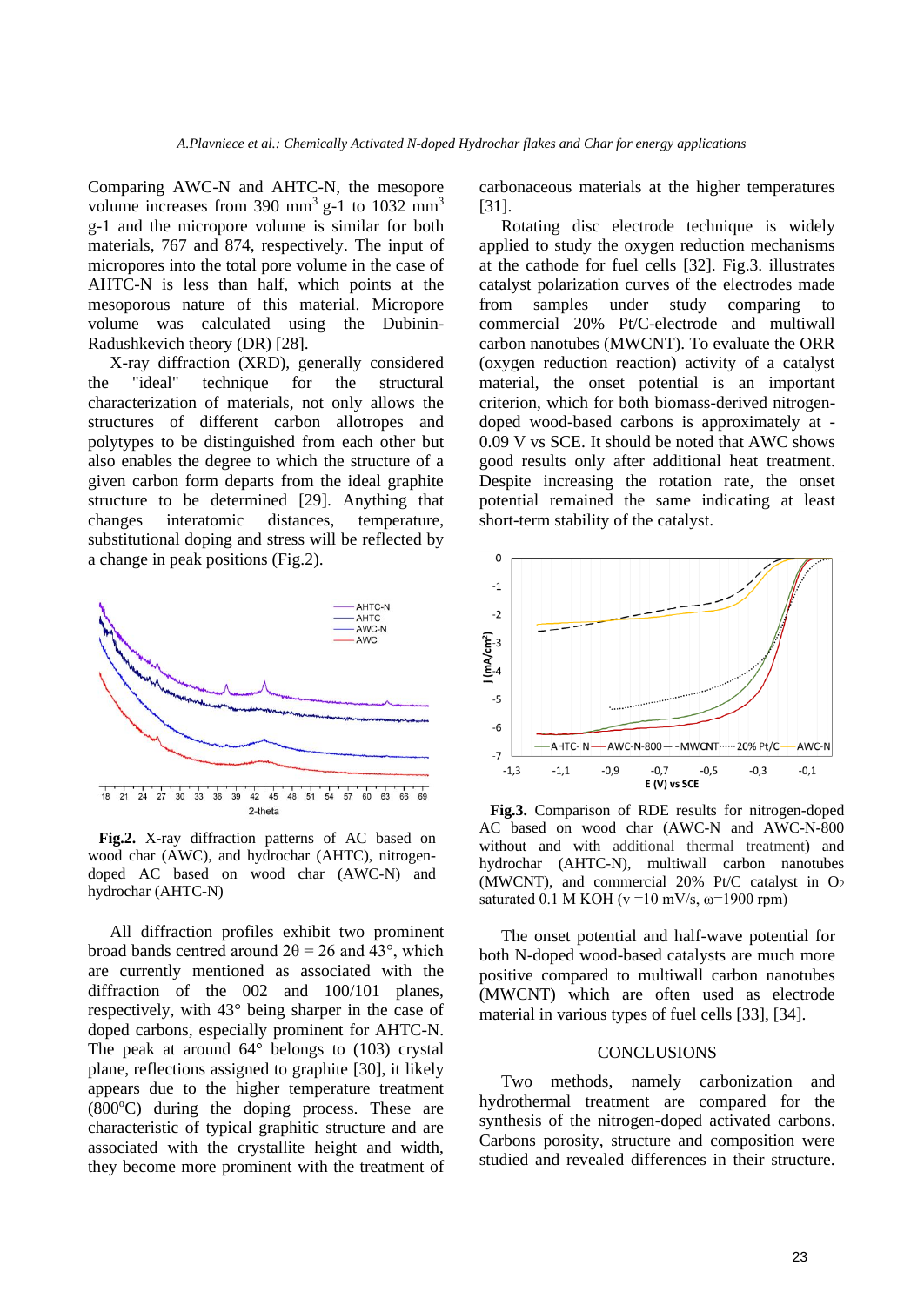Comparing AWC-N and AHTC-N, the mesopore volume increases from 390 $mm^3$ g-1 to 1032 $mm^3$ g-1 and the micropore volume is similar for both materials, 767 and 874, respectively. The input of micropores into the total pore volume in the case of AHTC-N is less than half, which points at the mesoporous nature of this material. Micropore volume was calculated using the Dubinin-Radushkevich theory (DR) [28].

X-ray diffraction (XRD), generally considered the "ideal" technique for the structural characterization of materials, not only allows the structures of different carbon allotropes and polytypes to be distinguished from each other but also enables the degree to which the structure of a given carbon form departs from the ideal graphite structure to be determined [29]. Anything that changes interatomic distances, temperature, substitutional doping and stress will be reflected by a change in peak positions (Fig.2).

**Fig.2.** X-ray diffraction patterns of AC based on wood char (AWC), and hydrochar (AHTC), nitrogen-doped AC based on wood char (AWC-N) and hydrochar (AHTC-N)

All diffraction profiles exhibit two prominent broad bands centred around 2θ = 26 and 43°, which are currently mentioned as associated with the diffraction of the 002 and 100/101 planes, respectively, with 43° being sharper in the case of doped carbons, especially prominent for AHTC-N. The peak at around 64° belongs to (103) crystal plane, reflections assigned to graphite [30], it likely appears due to the higher temperature treatment (800°C) during the doping process. These are characteristic of typical graphitic structure and are associated with the crystallite height and width, they become more prominent with the treatment of carbonaceous materials at the higher temperatures [31].

Rotating disc electrode technique is widely applied to study the oxygen reduction mechanisms at the cathode for fuel cells [32]. Fig.3. illustrates catalyst polarization curves of the electrodes made from samples under study comparing to commercial 20% Pt/C-electrode and multiwall carbon nanotubes (MWCNT). To evaluate the ORR (oxygen reduction reaction) activity of a catalyst material, the onset potential is an important criterion, which for both biomass-derived nitrogen-doped wood-based carbons is approximately at -0.09 V vs SCE. It should be noted that AWC shows good results only after additional heat treatment. Despite increasing the rotation rate, the onset potential remained the same indicating at least short-term stability of the catalyst.

**Fig.3.** Comparison of RDE results for nitrogen-doped AC based on wood char (AWC-N and AWC-N-800 without and with additional thermal treatment) and hydrochar (AHTC-N), multiwall carbon nanotubes (MWCNT), and commercial 20% Pt/C catalyst in $O_2$ saturated 0.1 M KOH (v =10 mV/s, ω=1900 rpm)

The onset potential and half-wave potential for both N-doped wood-based catalysts are much more positive compared to multiwall carbon nanotubes (MWCNT) which are often used as electrode material in various types of fuel cells [33], [34].

## CONCLUSIONS

Two methods, namely carbonization and hydrothermal treatment are compared for the synthesis of the nitrogen-doped activated carbons. Carbons porosity, structure and composition were studied and revealed differences in their structure.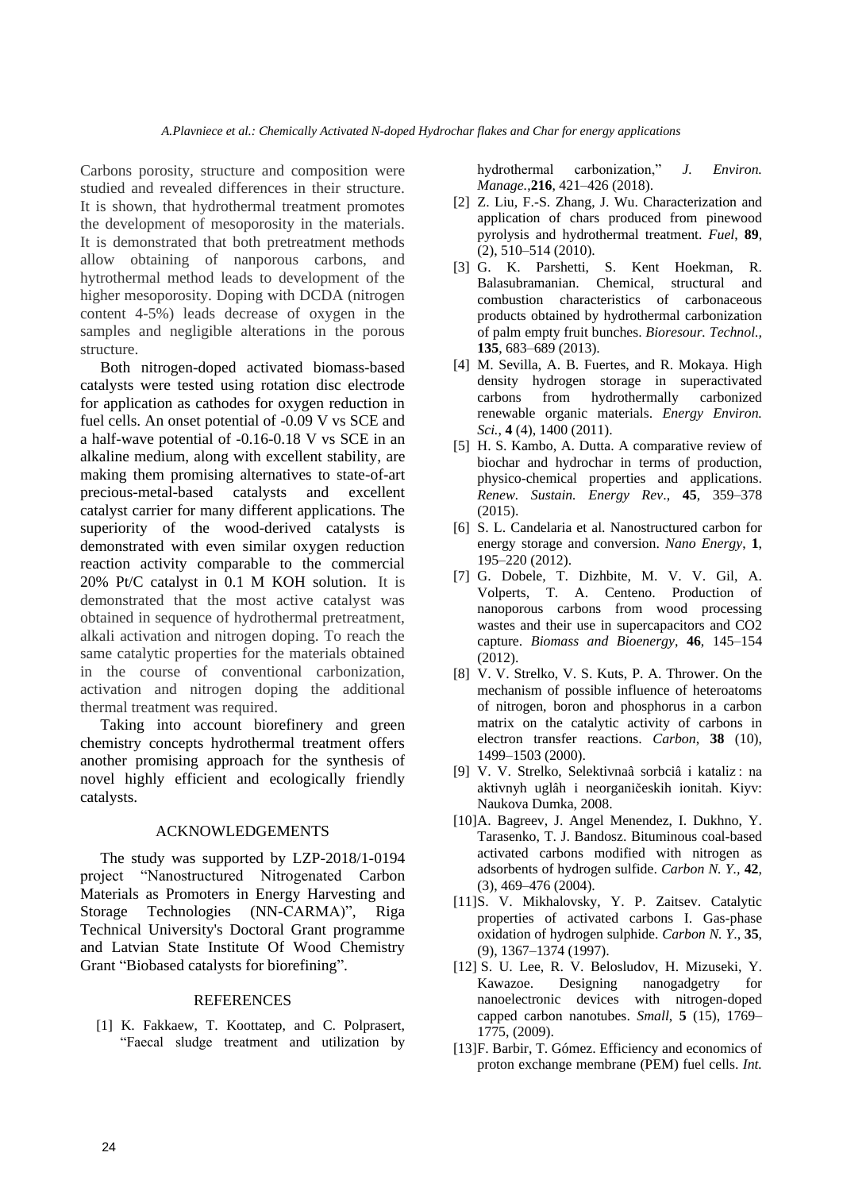Carbons porosity, structure and composition were studied and revealed differences in their structure. It is shown, that hydrothermal treatment promotes the development of mesoporosity in the materials. It is demonstrated that both pretreatment methods allow obtaining of nanporous carbons, and hytrothermal method leads to development of the higher mesoporosity. Doping with DCDA (nitrogen content 4-5%) leads decrease of oxygen in the samples and negligible alterations in the porous structure.

Both nitrogen-doped activated biomass-based catalysts were tested using rotation disc electrode for application as cathodes for oxygen reduction in fuel cells. An onset potential of -0.09 V vs SCE and a half-wave potential of -0.16-0.18 V vs SCE in an alkaline medium, along with excellent stability, are making them promising alternatives to state-of-art precious-metal-based catalysts and excellent catalyst carrier for many different applications. The superiority of the wood-derived catalysts is demonstrated with even similar oxygen reduction reaction activity comparable to the commercial 20% Pt/C catalyst in 0.1 M KOH solution. It is demonstrated that the most active catalyst was obtained in sequence of hydrothermal pretreatment, alkali activation and nitrogen doping. To reach the same catalytic properties for the materials obtained in the course of conventional carbonization, activation and nitrogen doping the additional thermal treatment was required.

Taking into account biorefinery and green chemistry concepts hydrothermal treatment offers another promising approach for the synthesis of novel highly efficient and ecologically friendly catalysts.

## ACKNOWLEDGEMENTS

The study was supported by LZP-2018/1-0194 project "Nanostructured Nitrogenated Carbon Materials as Promoters in Energy Harvesting and Storage Technologies (NN-CARMA)", Riga Technical University's Doctoral Grant programme and Latvian State Institute Of Wood Chemistry Grant "Biobased catalysts for biorefining".

## REFERENCES

[1] K. Fakkaew, T. Koottatep, and C. Polprasert, "Faecal sludge treatment and utilization by hydrothermal carbonization," *J. Environ. Manage.*,**216**, 421–426 (2018).

[2] Z. Liu, F.-S. Zhang, J. Wu. Characterization and application of chars produced from pinewood pyrolysis and hydrothermal treatment. *Fuel*, **89**, (2), 510–514 (2010).

[3] G. K. Parshetti, S. Kent Hoekman, R. Balasubramanian. Chemical, structural and combustion characteristics of carbonaceous products obtained by hydrothermal carbonization of palm empty fruit bunches. *Bioresour. Technol.,* **135**, 683–689 (2013).

[4] M. Sevilla, A. B. Fuertes, and R. Mokaya. High density hydrogen storage in superactivated carbons from hydrothermally carbonized renewable organic materials. *Energy Environ. Sci.*, **4** (4), 1400 (2011).

[5] H. S. Kambo, A. Dutta. A comparative review of biochar and hydrochar in terms of production, physico-chemical properties and applications. *Renew. Sustain. Energy Rev*., **45**, 359–378 (2015).

[6] S. L. Candelaria et al. Nanostructured carbon for energy storage and conversion. *Nano Energy*, **1**, 195–220 (2012).

[7] G. Dobele, T. Dizhbite, M. V. V. Gil, A. Volperts, T. A. Centeno. Production of nanoporous carbons from wood processing wastes and their use in supercapacitors and CO2 capture. *Biomass and Bioenergy*, **46**, 145–154 (2012).

[8] V. V. Strelko, V. S. Kuts, P. A. Thrower. On the mechanism of possible influence of heteroatoms of nitrogen, boron and phosphorus in a carbon matrix on the catalytic activity of carbons in electron transfer reactions. *Carbon*, **38** (10), 1499–1503 (2000).

[9] V. V. Strelko, Selektivnaâ sorbciâ i kataliz : na aktivnyh uglâh i neorganičeskih ionitah. Kiyv: Naukova Dumka, 2008.

[10] A. Bagreev, J. Angel Menendez, I. Dukhno, Y. Tarasenko, T. J. Bandosz. Bituminous coal-based activated carbons modified with nitrogen as adsorbents of hydrogen sulfide. *Carbon N. Y.,* **42**, (3), 469–476 (2004).

[11] S. V. Mikhalovsky, Y. P. Zaitsev. Catalytic properties of activated carbons I. Gas-phase oxidation of hydrogen sulphide. *Carbon N. Y*., **35**, (9), 1367–1374 (1997).

[12] S. U. Lee, R. V. Belosludov, H. Mizuseki, Y. Kawazoe. Designing nanogadgetry for nanoelectronic devices with nitrogen-doped capped carbon nanotubes. *Small*, **5** (15), 1769–1775, (2009).

[13] F. Barbir, T. Gómez. Efficiency and economics of proton exchange membrane (PEM) fuel cells. *Int.*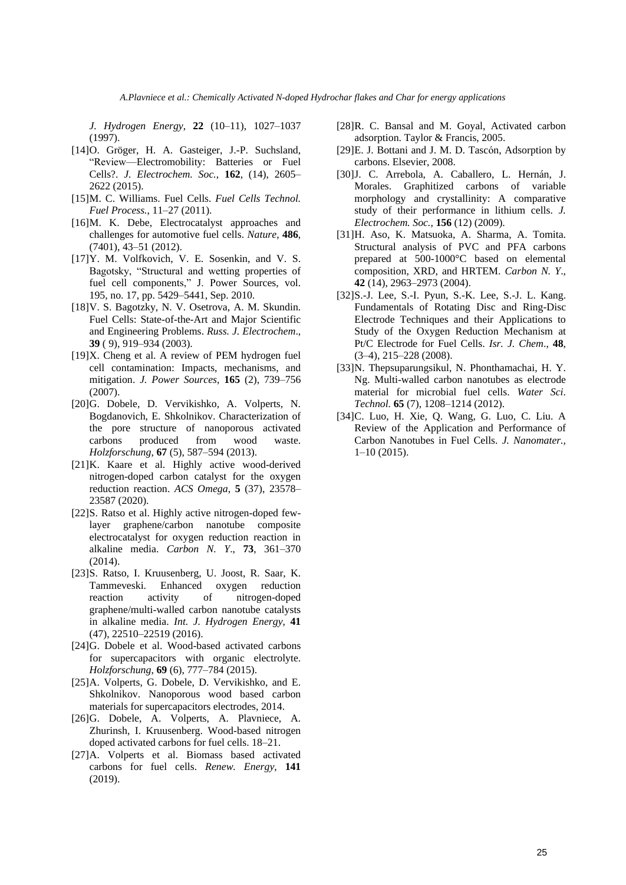*J. Hydrogen Energy*, **22** (10–11), 1027–1037 (1997).

[14]O. Gröger, H. A. Gasteiger, J.-P. Suchsland, "Review—Electromobility: Batteries or Fuel Cells?. *J. Electrochem. Soc.*, **162**, (14), 2605–2622 (2015).

[15]M. C. Williams. Fuel Cells. *Fuel Cells Technol. Fuel Process.*, 11–27 (2011).

[16]M. K. Debe, Electrocatalyst approaches and challenges for automotive fuel cells. *Nature*, **486**, (7401), 43–51 (2012).

[17]Y. M. Volfkovich, V. E. Sosenkin, and V. S. Bagotsky, "Structural and wetting properties of fuel cell components," J. Power Sources, vol. 195, no. 17, pp. 5429–5441, Sep. 2010.

[18]V. S. Bagotzky, N. V. Osetrova, A. M. Skundin. Fuel Cells: State-of-the-Art and Major Scientific and Engineering Problems. *Russ. J. Electrochem*., **39** ( 9), 919–934 (2003).

[19]X. Cheng et al. A review of PEM hydrogen fuel cell contamination: Impacts, mechanisms, and mitigation. *J. Power Sources*, **165** (2), 739–756 (2007).

[20]G. Dobele, D. Vervikishko, A. Volperts, N. Bogdanovich, E. Shkolnikov. Characterization of the pore structure of nanoporous activated carbons produced from wood waste. *Holzforschung*, **67** (5), 587–594 (2013).

[21]K. Kaare et al. Highly active wood-derived nitrogen-doped carbon catalyst for the oxygen reduction reaction. *ACS Omega*, **5** (37), 23578–23587 (2020).

[22]S. Ratso et al. Highly active nitrogen-doped few-layer graphene/carbon nanotube composite electrocatalyst for oxygen reduction reaction in alkaline media. *Carbon N. Y*., **73**, 361–370 (2014).

[23]S. Ratso, I. Kruusenberg, U. Joost, R. Saar, K. Tammeveski. Enhanced oxygen reduction reaction activity of nitrogen-doped graphene/multi-walled carbon nanotube catalysts in alkaline media. *Int. J. Hydrogen Energy*, **41** (47), 22510–22519 (2016).

[24]G. Dobele et al. Wood-based activated carbons for supercapacitors with organic electrolyte. *Holzforschung*, **69** (6), 777–784 (2015).

[25]A. Volperts, G. Dobele, D. Vervikishko, and E. Shkolnikov. Nanoporous wood based carbon materials for supercapacitors electrodes, 2014.

[26]G. Dobele, A. Volperts, A. Plavniece, A. Zhurinsh, I. Kruusenberg. Wood-based nitrogen doped activated carbons for fuel cells. 18–21.

[27]A. Volperts et al. Biomass based activated carbons for fuel cells. *Renew. Energy*, **141** (2019).

[28]R. C. Bansal and M. Goyal, Activated carbon adsorption. Taylor & Francis, 2005.

[29]E. J. Bottani and J. M. D. Tascón, Adsorption by carbons. Elsevier, 2008.

[30]J. C. Arrebola, A. Caballero, L. Hernán, J. Morales. Graphitized carbons of variable morphology and crystallinity: A comparative study of their performance in lithium cells. *J. Electrochem. Soc.,* **156** (12) (2009).

[31]H. Aso, K. Matsuoka, A. Sharma, A. Tomita. Structural analysis of PVC and PFA carbons prepared at 500-1000°C based on elemental composition, XRD, and HRTEM. *Carbon N. Y*., **42** (14), 2963–2973 (2004).

[32]S.-J. Lee, S.-I. Pyun, S.-K. Lee, S.-J. L. Kang. Fundamentals of Rotating Disc and Ring-Disc Electrode Techniques and their Applications to Study of the Oxygen Reduction Mechanism at Pt/C Electrode for Fuel Cells. *Isr. J. Chem*., **48**, (3–4), 215–228 (2008).

[33]N. Thepsuparungsikul, N. Phonthamachai, H. Y. Ng. Multi-walled carbon nanotubes as electrode material for microbial fuel cells. *Water Sci. Technol.* **65** (7), 1208–1214 (2012).

[34]C. Luo, H. Xie, Q. Wang, G. Luo, C. Liu. A Review of the Application and Performance of Carbon Nanotubes in Fuel Cells. *J. Nanomater.*, 1–10 (2015).